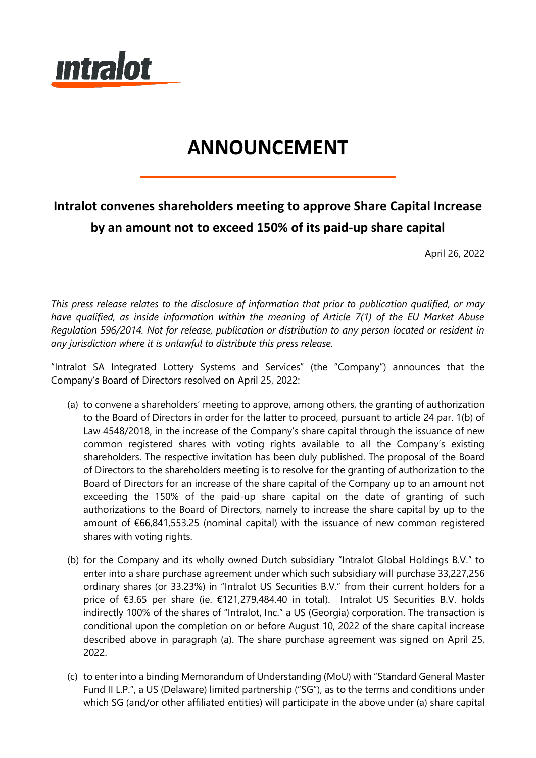intralot

# ANNOUNCEMENT

## Intralot convenes shareholders meeting to approve Share Capital Increase by an amount not to exceed 150% of its paid-up share capital

April 26, 2022

*This press release relates to the disclosure of information that prior to publication qualified, or may have qualified, as inside information within the meaning of Article 7(1) of the EU Market Abuse Regulation 596/2014. Not for release, publication or distribution to any person located or resident in any jurisdiction where it is unlawful to distribute this press release.*

"Intralot SA Integrated Lottery Systems and Services" (the "Company") announces that the Company's Board of Directors resolved on April 25, 2022:

(a) to convene a shareholders' meeting to approve, among others, the granting of authorization to the Board of Directors in order for the latter to proceed, pursuant to article 24 par. 1(b) of Law 4548/2018, in the increase of the Company's share capital through the issuance of new common registered shares with voting rights available to all the Company's existing shareholders. The respective invitation has been duly published. The proposal of the Board of Directors to the shareholders meeting is to resolve for the granting of authorization to the Board of Directors for an increase of the share capital of the Company up to an amount not exceeding the 150% of the paid-up share capital on the date of granting of such authorizations to the Board of Directors, namely to increase the share capital by up to the amount of €66,841,553.25 (nominal capital) with the issuance of new common registered shares with voting rights.

(b) for the Company and its wholly owned Dutch subsidiary "Intralot Global Holdings B.V." to enter into a share purchase agreement under which such subsidiary will purchase 33,227,256 ordinary shares (or 33.23%) in "Intralot US Securities B.V." from their current holders for a price of €3.65 per share (ie. €121,279,484.40 in total). Intralot US Securities B.V. holds indirectly 100% of the shares of "Intralot, Inc." a US (Georgia) corporation. The transaction is conditional upon the completion on or before August 10, 2022 of the share capital increase described above in paragraph (a). The share purchase agreement was signed on April 25, 2022.

(c) to enter into a binding Memorandum of Understanding (MoU) with "Standard General Master Fund II L.P.", a US (Delaware) limited partnership ("SG"), as to the terms and conditions under which SG (and/or other affiliated entities) will participate in the above under (a) share capital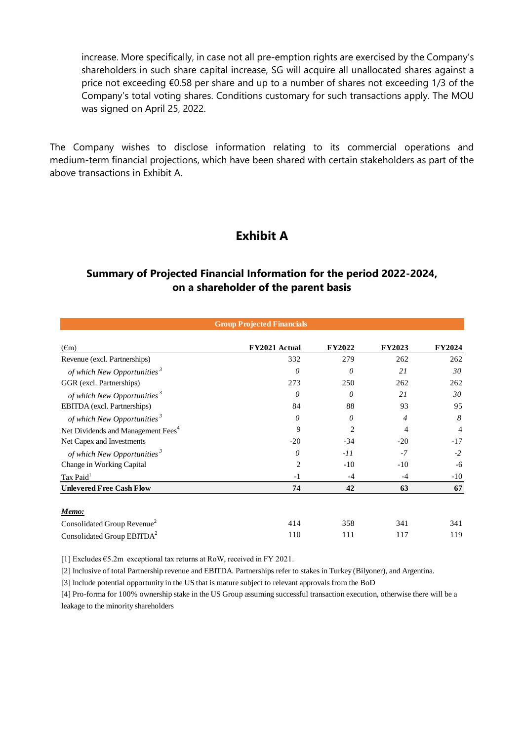increase. More specifically, in case not all pre-emption rights are exercised by the Company's shareholders in such share capital increase, SG will acquire all unallocated shares against a price not exceeding €0.58 per share and up to a number of shares not exceeding 1/3 of the Company's total voting shares. Conditions customary for such transactions apply. The MOU was signed on April 25, 2022.

The Company wishes to disclose information relating to its commercial operations and medium-term financial projections, which have been shared with certain stakeholders as part of the above transactions in Exhibit A.

# Exhibit A

## Summary of Projected Financial Information for the period 2022-2024, on a shareholder of the parent basis

**Group Projected Financials**

| (€m) | FY2021 Actual | FY2022 | FY2023 | FY2024 |
|---|---|---|---|---|
| Revenue (excl. Partnerships) | 332 | 279 | 262 | 262 |
| *of which New Opportunities*[3] | *0* | *0* | *21* | *30* |
| GGR (excl. Partnerships) | 273 | 250 | 262 | 262 |
| *of which New Opportunities*[3] | *0* | *0* | *21* | *30* |
| EBITDA (excl. Partnerships) | 84 | 88 | 93 | 95 |
| *of which New Opportunities*[3] | *0* | *0* | *4* | *8* |
| Net Dividends and Management Fees[4] | 9 | 2 | 4 | 4 |
| Net Capex and Investments | -20 | -34 | -20 | -17 |
| *of which New Opportunities*[3] | *0* | *-11* | *-7* | *-2* |
| Change in Working Capital | 2 | -10 | -10 | -6 |
| Tax Paid[1] | -1 | -4 | -4 | -10 |
| **Unlevered Free Cash Flow** | **74** | **42** | **63** | **67** |
| | | | | |
| ***Memo:*** | | | | |
| Consolidated Group Revenue[2] | 414 | 358 | 341 | 341 |
| Consolidated Group EBITDA[2] | 110 | 111 | 117 | 119 |

[1] Excludes €5.2m exceptional tax returns at RoW, received in FY 2021.

[2] Inclusive of total Partnership revenue and EBITDA. Partnerships refer to stakes in Turkey (Bilyoner), and Argentina.

[3] Include potential opportunity in the US that is mature subject to relevant approvals from the BoD

[4] Pro-forma for 100% ownership stake in the US Group assuming successful transaction execution, otherwise there will be a leakage to the minority shareholders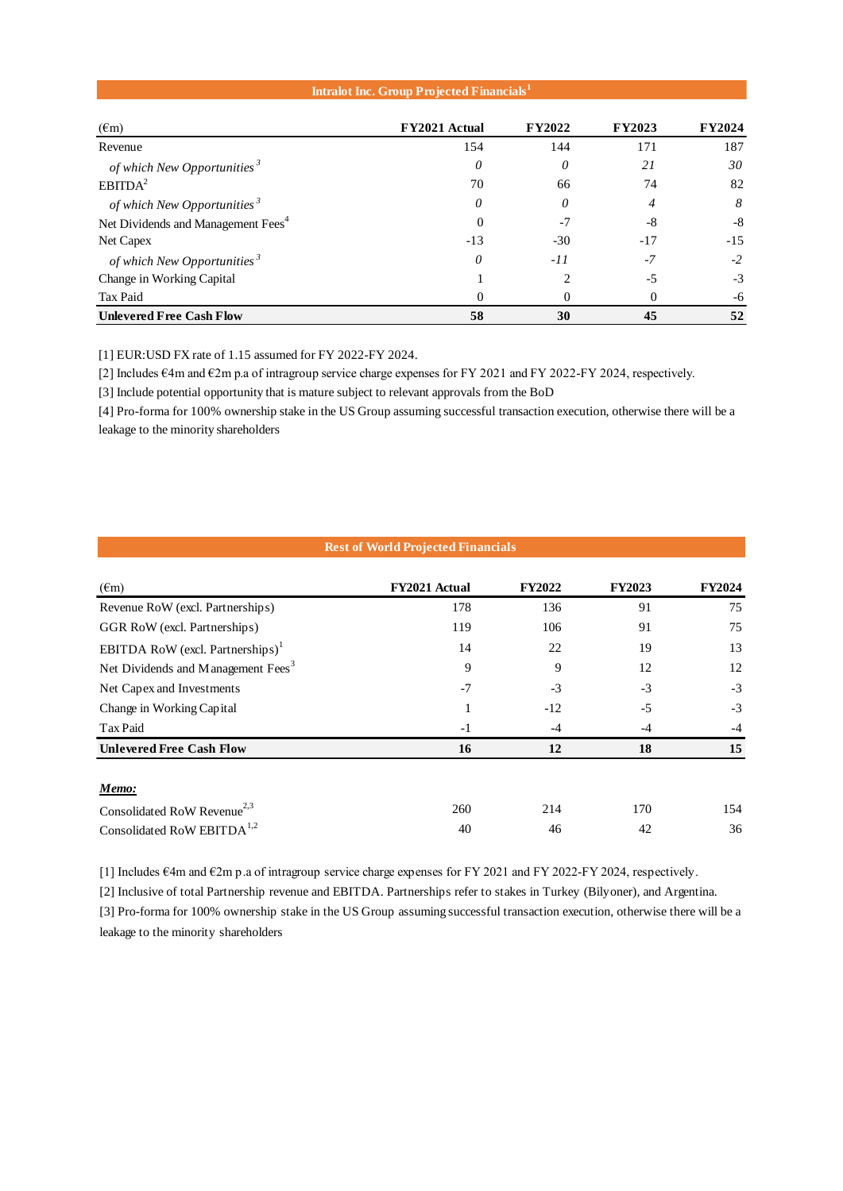### Intralot Inc. Group Projected Financials[1]

| (€m) | FY2021 Actual | FY2022 | FY2023 | FY2024 |
|---|---|---|---|---|
| Revenue | 154 | 144 | 171 | 187 |
| *of which New Opportunities*[3] | *0* | *0* | *21* | *30* |
| EBITDA[2] | 70 | 66 | 74 | 82 |
| *of which New Opportunities*[3] | *0* | *0* | *4* | *8* |
| Net Dividends and Management Fees[4] | 0 | -7 | -8 | -8 |
| Net Capex | -13 | -30 | -17 | -15 |
| *of which New Opportunities*[3] | *0* | *-11* | *-7* | *-2* |
| Change in Working Capital | 1 | 2 | -5 | -3 |
| Tax Paid | 0 | 0 | 0 | -6 |
| **Unlevered Free Cash Flow** | **58** | **30** | **45** | **52** |

[1] EUR:USD FX rate of 1.15 assumed for FY 2022-FY 2024.

[2] Includes €4m and €2m p.a of intragroup service charge expenses for FY 2021 and FY 2022-FY 2024, respectively.

[3] Include potential opportunity that is mature subject to relevant approvals from the BoD

[4] Pro-forma for 100% ownership stake in the US Group assuming successful transaction execution, otherwise there will be a leakage to the minority shareholders

### Rest of World Projected Financials

| (€m) | FY2021 Actual | FY2022 | FY2023 | FY2024 |
|---|---|---|---|---|
| Revenue RoW (excl. Partnerships) | 178 | 136 | 91 | 75 |
| GGR RoW (excl. Partnerships) | 119 | 106 | 91 | 75 |
| EBITDA RoW (excl. Partnerships)[1] | 14 | 22 | 19 | 13 |
| Net Dividends and Management Fees[3] | 9 | 9 | 12 | 12 |
| Net Capex and Investments | -7 | -3 | -3 | -3 |
| Change in Working Capital | 1 | -12 | -5 | -3 |
| Tax Paid | -1 | -4 | -4 | -4 |
| **Unlevered Free Cash Flow** | **16** | **12** | **18** | **15** |
| | | | | |
| ***Memo:*** | | | | |
| Consolidated RoW Revenue[2,3] | 260 | 214 | 170 | 154 |
| Consolidated RoW EBITDA[1,2] | 40 | 46 | 42 | 36 |

[1] Includes €4m and €2m p.a of intragroup service charge expenses for FY 2021 and FY 2022-FY 2024, respectively.

[2] Inclusive of total Partnership revenue and EBITDA. Partnerships refer to stakes in Turkey (Bilyoner), and Argentina.

[3] Pro-forma for 100% ownership stake in the US Group assuming successful transaction execution, otherwise there will be a leakage to the minority shareholders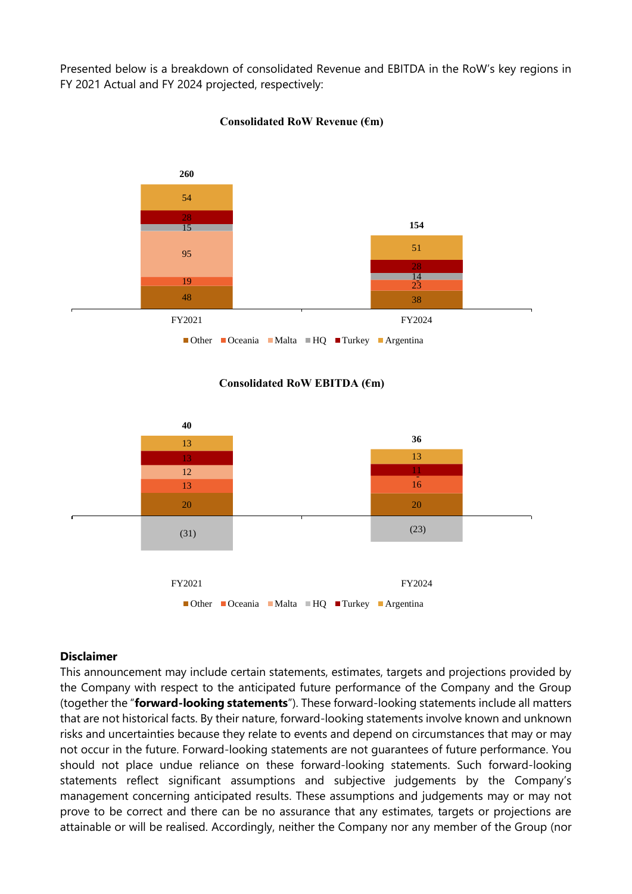Presented below is a breakdown of consolidated Revenue and EBITDA in the RoW's key regions in FY 2021 Actual and FY 2024 projected, respectively:

**Consolidated RoW Revenue (€m)**

| | FY2021 | FY2024 |
|---|---|---|
| Other | 48 | 38 |
| Oceania | 19 | 23 |
| Malta | 95 | |
| HQ | 15 | 14 |
| Turkey | 28 | 28 |
| Argentina | 54 | 51 |
| **Total** | **260** | **154** |

**Consolidated RoW EBITDA (€m)**

| | FY2021 | FY2024 |
|---|---|---|
| Other | 20 | 20 |
| Oceania | 13 | 16 |
| Malta | 12 | - |
| HQ | (31) | (23) |
| Turkey | 13 | 11 |
| Argentina | 13 | 13 |
| **Total** | **40** | **36** |

### Disclaimer

This announcement may include certain statements, estimates, targets and projections provided by the Company with respect to the anticipated future performance of the Company and the Group (together the "**forward-looking statements**"). These forward-looking statements include all matters that are not historical facts. By their nature, forward-looking statements involve known and unknown risks and uncertainties because they relate to events and depend on circumstances that may or may not occur in the future. Forward-looking statements are not guarantees of future performance. You should not place undue reliance on these forward-looking statements. Such forward-looking statements reflect significant assumptions and subjective judgements by the Company's management concerning anticipated results. These assumptions and judgements may or may not prove to be correct and there can be no assurance that any estimates, targets or projections are attainable or will be realised. Accordingly, neither the Company nor any member of the Group (nor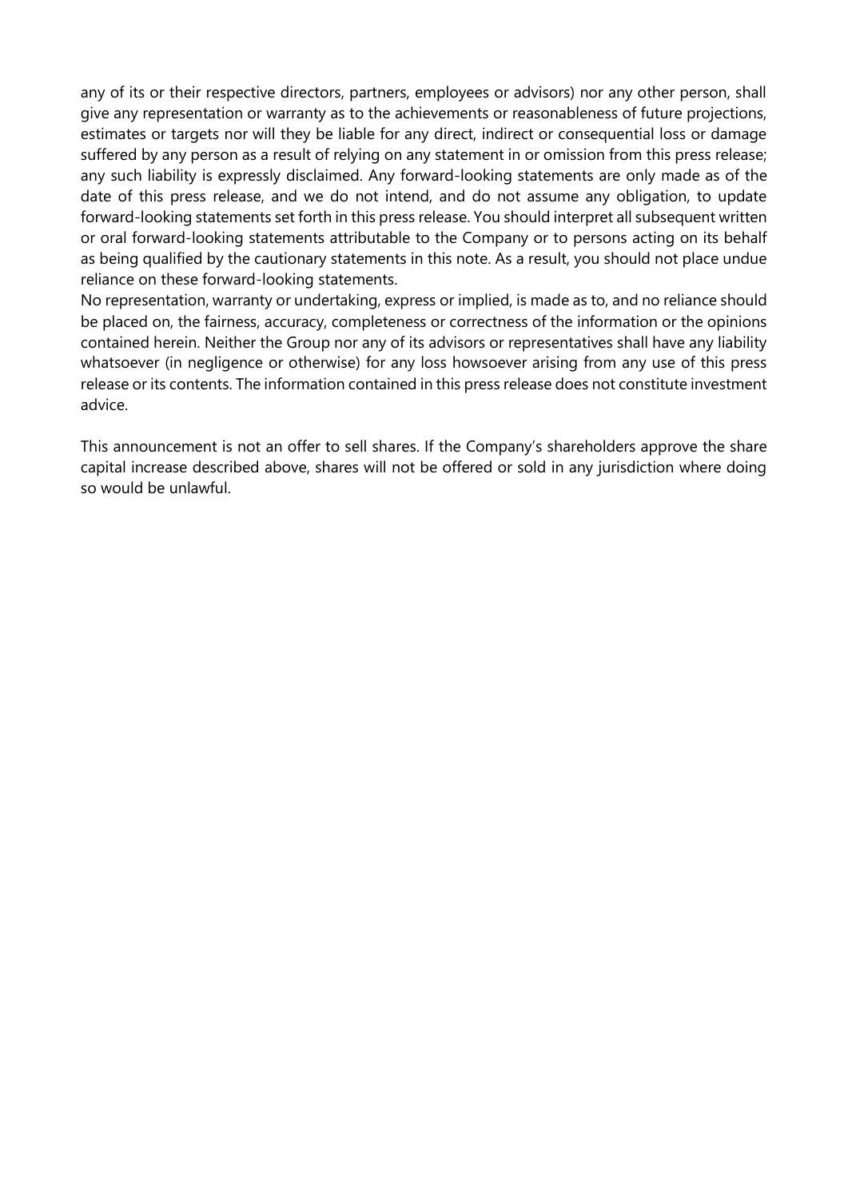any of its or their respective directors, partners, employees or advisors) nor any other person, shall give any representation or warranty as to the achievements or reasonableness of future projections, estimates or targets nor will they be liable for any direct, indirect or consequential loss or damage suffered by any person as a result of relying on any statement in or omission from this press release; any such liability is expressly disclaimed. Any forward-looking statements are only made as of the date of this press release, and we do not intend, and do not assume any obligation, to update forward-looking statements set forth in this press release. You should interpret all subsequent written or oral forward-looking statements attributable to the Company or to persons acting on its behalf as being qualified by the cautionary statements in this note. As a result, you should not place undue reliance on these forward-looking statements.

No representation, warranty or undertaking, express or implied, is made as to, and no reliance should be placed on, the fairness, accuracy, completeness or correctness of the information or the opinions contained herein. Neither the Group nor any of its advisors or representatives shall have any liability whatsoever (in negligence or otherwise) for any loss howsoever arising from any use of this press release or its contents. The information contained in this press release does not constitute investment advice.

This announcement is not an offer to sell shares. If the Company's shareholders approve the share capital increase described above, shares will not be offered or sold in any jurisdiction where doing so would be unlawful.